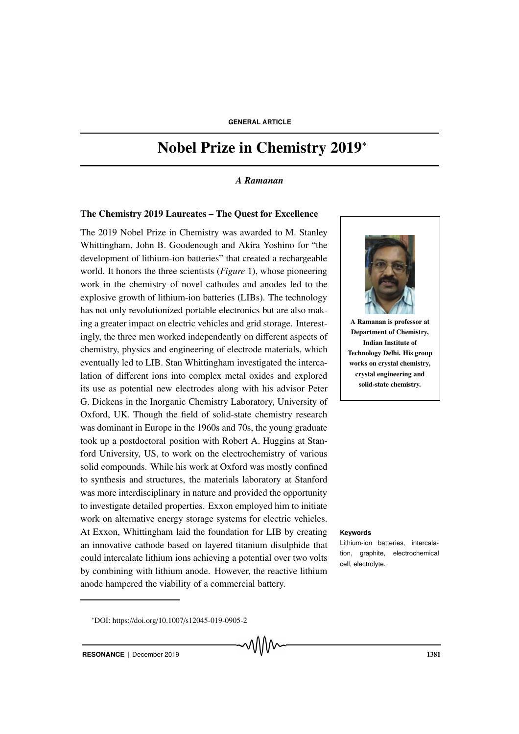GENERAL ARTICLE

# Nobel Prize in Chemistry 2019*

*A Ramanan*

### The Chemistry 2019 Laureates – The Quest for Excellence

The 2019 Nobel Prize in Chemistry was awarded to M. Stanley Whittingham, John B. Goodenough and Akira Yoshino for "the development of lithium-ion batteries" that created a rechargeable world. It honors the three scientists (*Figure* 1), whose pioneering work in the chemistry of novel cathodes and anodes led to the explosive growth of lithium-ion batteries (LIBs). The technology has not only revolutionized portable electronics but are also making a greater impact on electric vehicles and grid storage. Interestingly, the three men worked independently on different aspects of chemistry, physics and engineering of electrode materials, which eventually led to LIB. Stan Whittingham investigated the intercalation of different ions into complex metal oxides and explored its use as potential new electrodes along with his advisor Peter G. Dickens in the Inorganic Chemistry Laboratory, University of Oxford, UK. Though the field of solid-state chemistry research was dominant in Europe in the 1960s and 70s, the young graduate took up a postdoctoral position with Robert A. Huggins at Stanford University, US, to work on the electrochemistry of various solid compounds. While his work at Oxford was mostly confined to synthesis and structures, the materials laboratory at Stanford was more interdisciplinary in nature and provided the opportunity to investigate detailed properties. Exxon employed him to initiate work on alternative energy storage systems for electric vehicles. At Exxon, Whittingham laid the foundation for LIB by creating an innovative cathode based on layered titanium disulphide that could intercalate lithium ions achieving a potential over two volts by combining with lithium anode. However, the reactive lithium anode hampered the viability of a commercial battery.

**A Ramanan is professor at Department of Chemistry, Indian Institute of Technology Delhi. His group works on crystal chemistry, crystal engineering and solid-state chemistry.**

**Keywords**

Lithium-ion batteries, intercalation, graphite, electrochemical cell, electrolyte.

*DOI: https://doi.org/10.1007/s12045-019-0905-2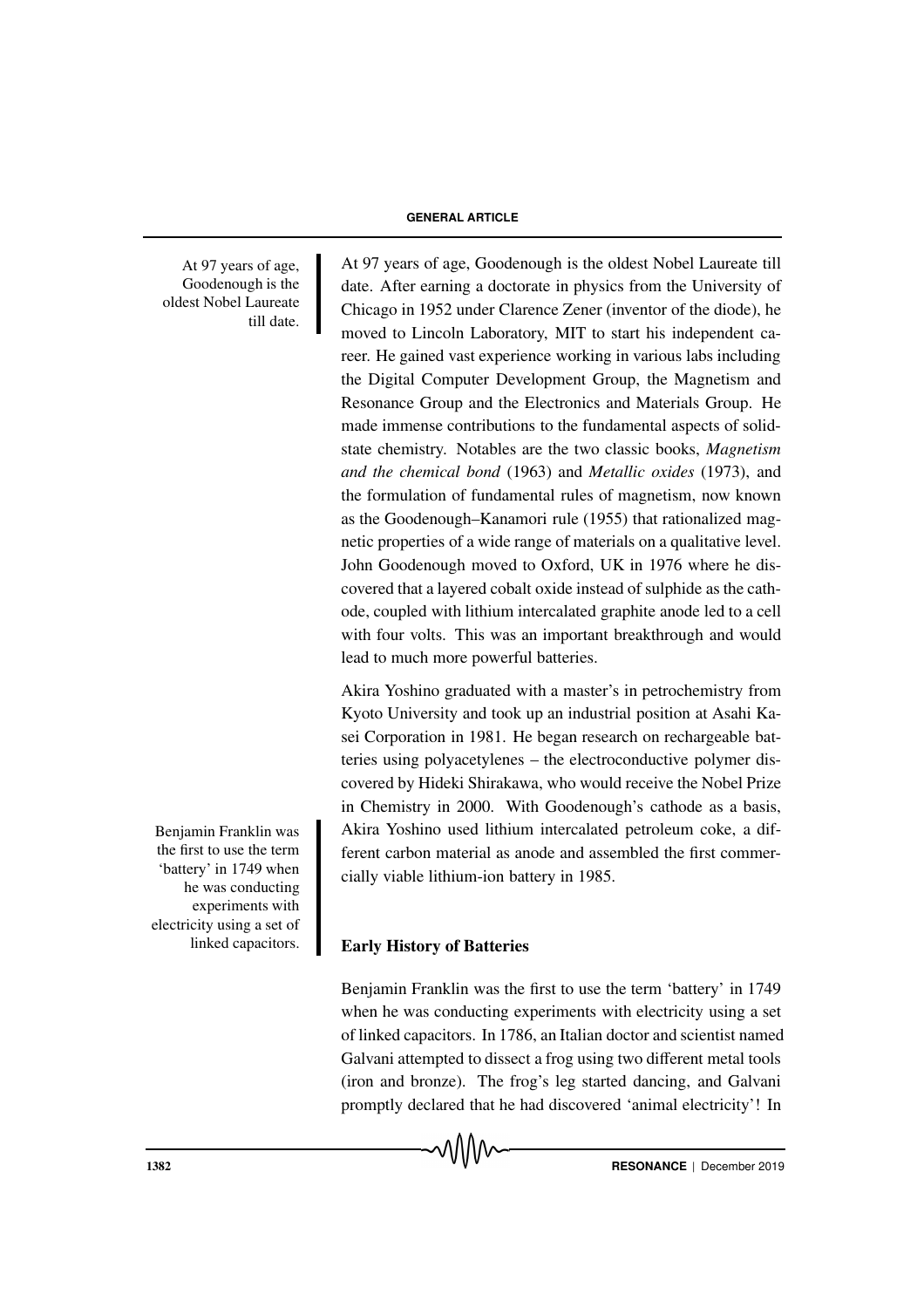At 97 years of age, Goodenough is the oldest Nobel Laureate till date.

At 97 years of age, Goodenough is the oldest Nobel Laureate till date. After earning a doctorate in physics from the University of Chicago in 1952 under Clarence Zener (inventor of the diode), he moved to Lincoln Laboratory, MIT to start his independent career. He gained vast experience working in various labs including the Digital Computer Development Group, the Magnetism and Resonance Group and the Electronics and Materials Group. He made immense contributions to the fundamental aspects of solid-state chemistry. Notables are the two classic books, *Magnetism and the chemical bond* (1963) and *Metallic oxides* (1973), and the formulation of fundamental rules of magnetism, now known as the Goodenough–Kanamori rule (1955) that rationalized magnetic properties of a wide range of materials on a qualitative level. John Goodenough moved to Oxford, UK in 1976 where he discovered that a layered cobalt oxide instead of sulphide as the cathode, coupled with lithium intercalated graphite anode led to a cell with four volts. This was an important breakthrough and would lead to much more powerful batteries.

Akira Yoshino graduated with a master's in petrochemistry from Kyoto University and took up an industrial position at Asahi Kasei Corporation in 1981. He began research on rechargeable batteries using polyacetylenes – the electroconductive polymer discovered by Hideki Shirakawa, who would receive the Nobel Prize in Chemistry in 2000. With Goodenough's cathode as a basis, Akira Yoshino used lithium intercalated petroleum coke, a different carbon material as anode and assembled the first commercially viable lithium-ion battery in 1985.

Benjamin Franklin was the first to use the term 'battery' in 1749 when he was conducting experiments with electricity using a set of linked capacitors.

## Early History of Batteries

Benjamin Franklin was the first to use the term 'battery' in 1749 when he was conducting experiments with electricity using a set of linked capacitors. In 1786, an Italian doctor and scientist named Galvani attempted to dissect a frog using two different metal tools (iron and bronze). The frog's leg started dancing, and Galvani promptly declared that he had discovered 'animal electricity'! In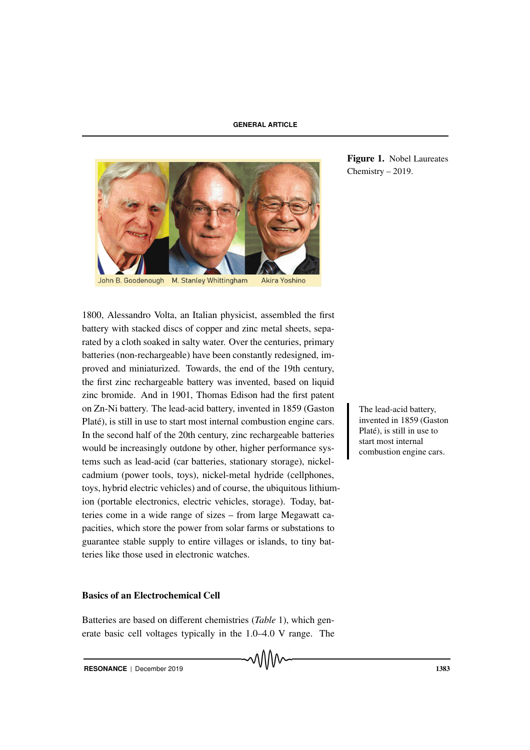Figure 1. Nobel Laureates Chemistry – 2019.

1800, Alessandro Volta, an Italian physicist, assembled the first battery with stacked discs of copper and zinc metal sheets, separated by a cloth soaked in salty water. Over the centuries, primary batteries (non-rechargeable) have been constantly redesigned, improved and miniaturized. Towards, the end of the 19th century, the first zinc rechargeable battery was invented, based on liquid zinc bromide. And in 1901, Thomas Edison had the first patent on Zn-Ni battery. The lead-acid battery, invented in 1859 (Gaston Planté), is still in use to start most internal combustion engine cars. In the second half of the 20th century, zinc rechargeable batteries would be increasingly outdone by other, higher performance systems such as lead-acid (car batteries, stationary storage), nickel-cadmium (power tools, toys), nickel-metal hydride (cellphones, toys, hybrid electric vehicles) and of course, the ubiquitous lithium-ion (portable electronics, electric vehicles, storage). Today, batteries come in a wide range of sizes – from large Megawatt capacities, which store the power from solar farms or substations to guarantee stable supply to entire villages or islands, to tiny batteries like those used in electronic watches.

> The lead-acid battery, invented in 1859 (Gaston Planté), is still in use to start most internal combustion engine cars.

## Basics of an Electrochemical Cell

Batteries are based on different chemistries (*Table* 1), which generate basic cell voltages typically in the 1.0–4.0 V range. The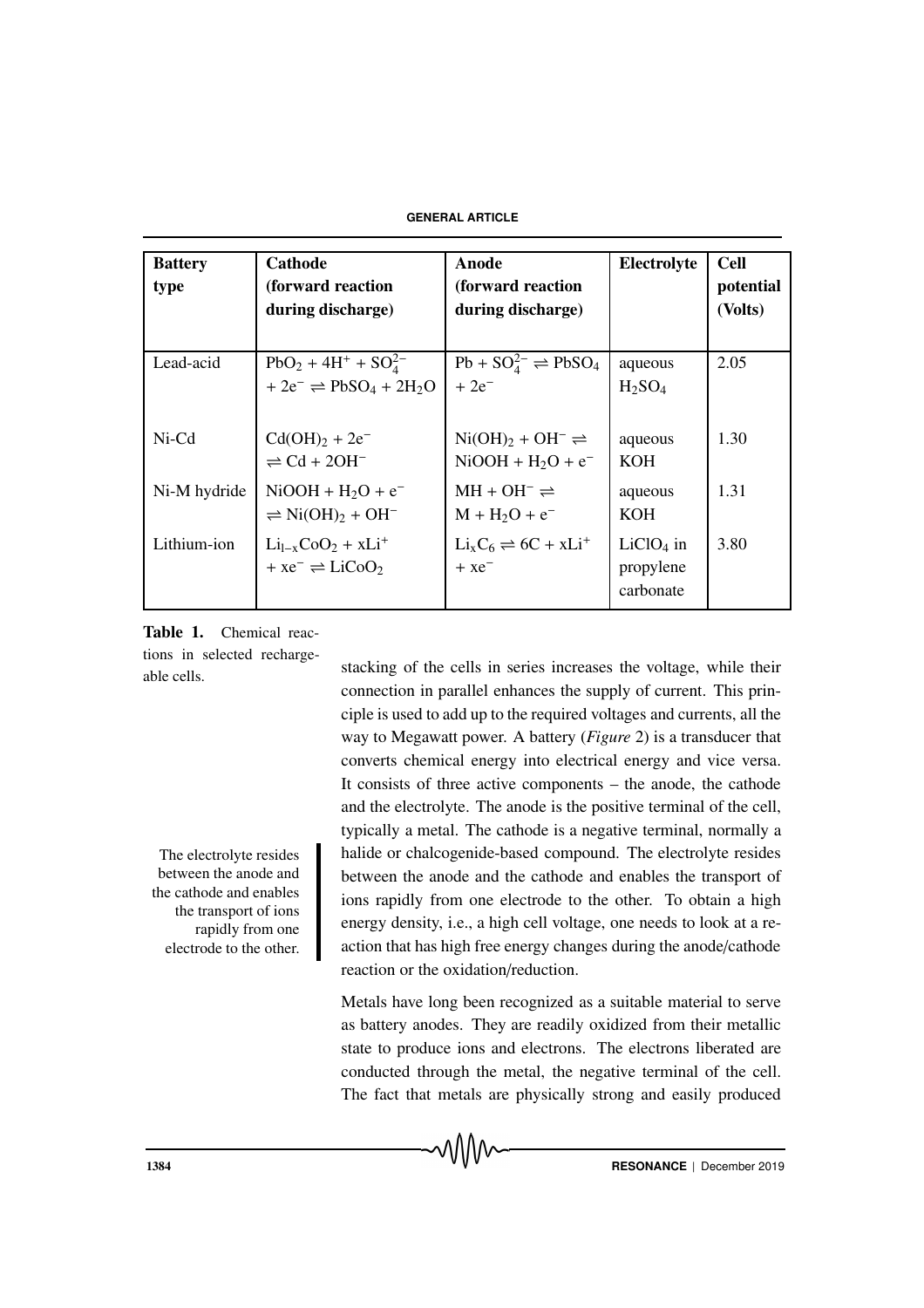| Battery type | Cathode (forward reaction during discharge) | Anode (forward reaction during discharge) | Electrolyte | Cell potential (Volts) |
|---|---|---|---|---|
| Lead-acid | $PbO_2 + 4H^+ + SO_4^{2-} + 2e^- \rightleftharpoons PbSO_4 + 2H_2O$ | $Pb + SO_4^{2-} \rightleftharpoons PbSO_4 + 2e^-$ | aqueous $H_2SO_4$ | 2.05 |
| Ni-Cd | $Cd(OH)_2 + 2e^- \rightleftharpoons Cd + 2OH^-$ | $Ni(OH)_2 + OH^- \rightleftharpoons NiOOH + H_2O + e^-$ | aqueous KOH | 1.30 |
| Ni-M hydride | $NiOOH + H_2O + e^- \rightleftharpoons Ni(OH)_2 + OH^-$ | $MH + OH^- \rightleftharpoons M + H_2O + e^-$ | aqueous KOH | 1.31 |
| Lithium-ion | $Li_{1-x}CoO_2 + xLi^+ + xe^- \rightleftharpoons LiCoO_2$ | $Li_xC_6 \rightleftharpoons 6C + xLi^+ + xe^-$ | $LiClO_4$ in propylene carbonate | 3.80 |

**Table 1.** Chemical reactions in selected rechargeable cells.

stacking of the cells in series increases the voltage, while their connection in parallel enhances the supply of current. This principle is used to add up to the required voltages and currents, all the way to Megawatt power. A battery (*Figure* 2) is a transducer that converts chemical energy into electrical energy and vice versa. It consists of three active components – the anode, the cathode and the electrolyte. The anode is the positive terminal of the cell, typically a metal. The cathode is a negative terminal, normally a halide or chalcogenide-based compound. The electrolyte resides between the anode and the cathode and enables the transport of ions rapidly from one electrode to the other. To obtain a high energy density, i.e., a high cell voltage, one needs to look at a reaction that has high free energy changes during the anode/cathode reaction or the oxidation/reduction.

> The electrolyte resides between the anode and the cathode and enables the transport of ions rapidly from one electrode to the other.

Metals have long been recognized as a suitable material to serve as battery anodes. They are readily oxidized from their metallic state to produce ions and electrons. The electrons liberated are conducted through the metal, the negative terminal of the cell. The fact that metals are physically strong and easily produced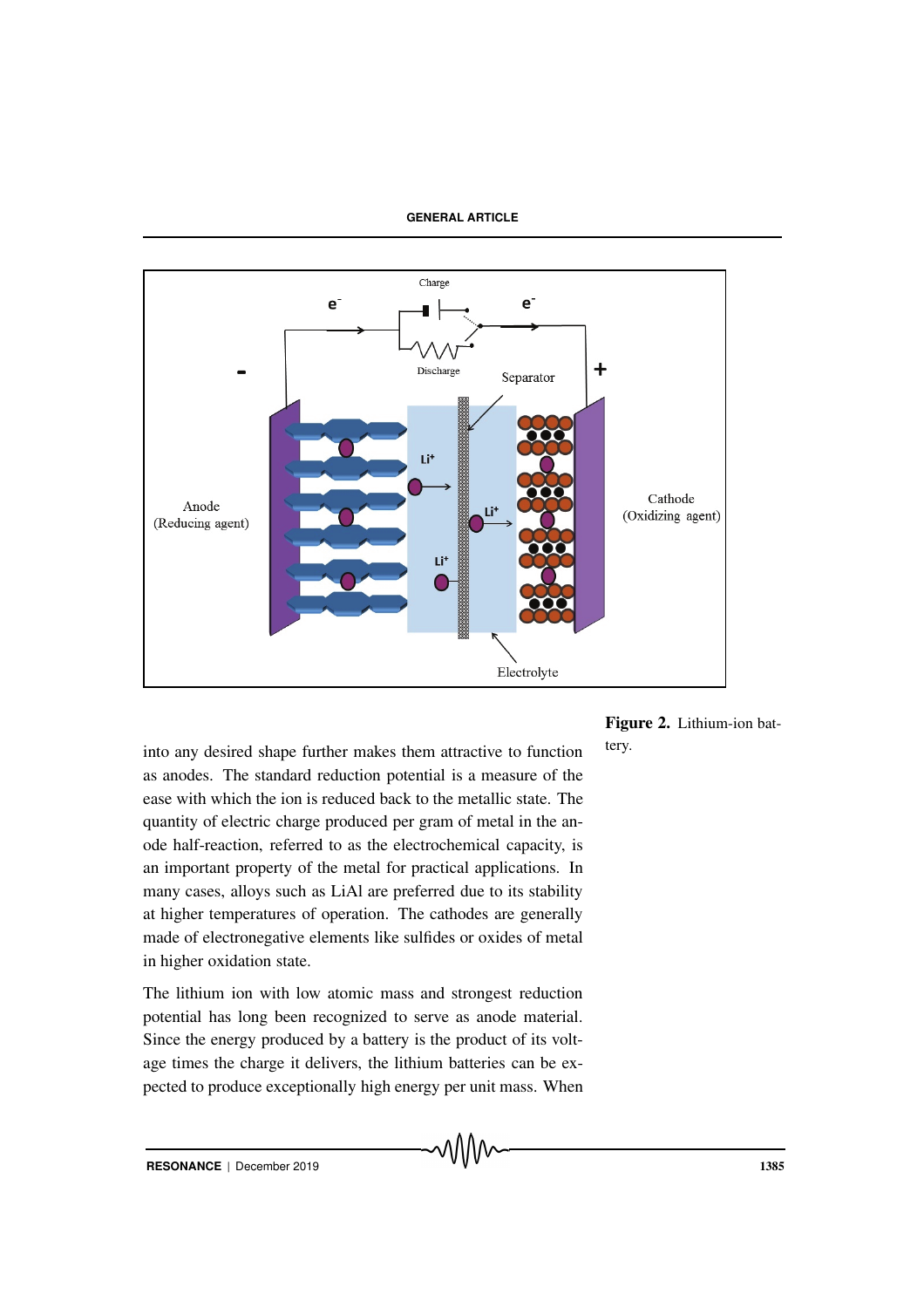Figure 2. Lithium-ion battery.

into any desired shape further makes them attractive to function as anodes. The standard reduction potential is a measure of the ease with which the ion is reduced back to the metallic state. The quantity of electric charge produced per gram of metal in the anode half-reaction, referred to as the electrochemical capacity, is an important property of the metal for practical applications. In many cases, alloys such as LiAl are preferred due to its stability at higher temperatures of operation. The cathodes are generally made of electronegative elements like sulfides or oxides of metal in higher oxidation state.

The lithium ion with low atomic mass and strongest reduction potential has long been recognized to serve as anode material. Since the energy produced by a battery is the product of its voltage times the charge it delivers, the lithium batteries can be expected to produce exceptionally high energy per unit mass. When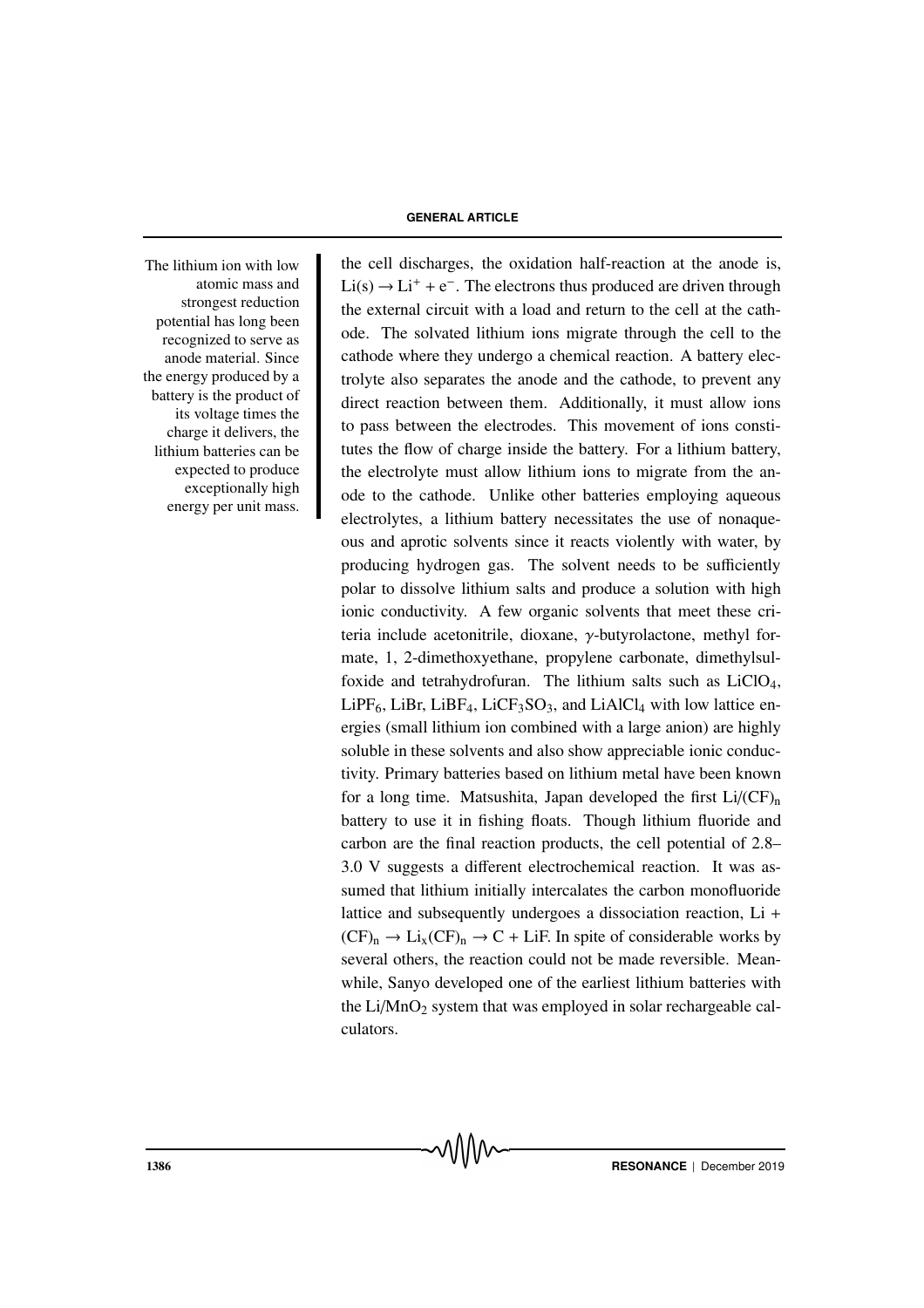The lithium ion with low atomic mass and strongest reduction potential has long been recognized to serve as anode material. Since the energy produced by a battery is the product of its voltage times the charge it delivers, the lithium batteries can be expected to produce exceptionally high energy per unit mass.

the cell discharges, the oxidation half-reaction at the anode is, $Li(s) \rightarrow Li^+ + e^-$. The electrons thus produced are driven through the external circuit with a load and return to the cell at the cathode. The solvated lithium ions migrate through the cell to the cathode where they undergo a chemical reaction. A battery electrolyte also separates the anode and the cathode, to prevent any direct reaction between them. Additionally, it must allow ions to pass between the electrodes. This movement of ions constitutes the flow of charge inside the battery. For a lithium battery, the electrolyte must allow lithium ions to migrate from the anode to the cathode. Unlike other batteries employing aqueous electrolytes, a lithium battery necessitates the use of nonaqueous and aprotic solvents since it reacts violently with water, by producing hydrogen gas. The solvent needs to be sufficiently polar to dissolve lithium salts and produce a solution with high ionic conductivity. A few organic solvents that meet these criteria include acetonitrile, dioxane, $\gamma$-butyrolactone, methyl formate, 1, 2-dimethoxyethane, propylene carbonate, dimethylsulfoxide and tetrahydrofuran. The lithium salts such as $LiClO_4$, $LiPF_6$, LiBr, $LiBF_4$, $LiCF_3SO_3$, and $LiAlCl_4$ with low lattice energies (small lithium ion combined with a large anion) are highly soluble in these solvents and also show appreciable ionic conductivity. Primary batteries based on lithium metal have been known for a long time. Matsushita, Japan developed the first $Li/(CF)_n$ battery to use it in fishing floats. Though lithium fluoride and carbon are the final reaction products, the cell potential of 2.8–3.0 V suggests a different electrochemical reaction. It was assumed that lithium initially intercalates the carbon monofluoride lattice and subsequently undergoes a dissociation reaction, $Li + (CF)_n \rightarrow Li_x(CF)_n \rightarrow C + LiF$. In spite of considerable works by several others, the reaction could not be made reversible. Meanwhile, Sanyo developed one of the earliest lithium batteries with the $Li/MnO_2$ system that was employed in solar rechargeable calculators.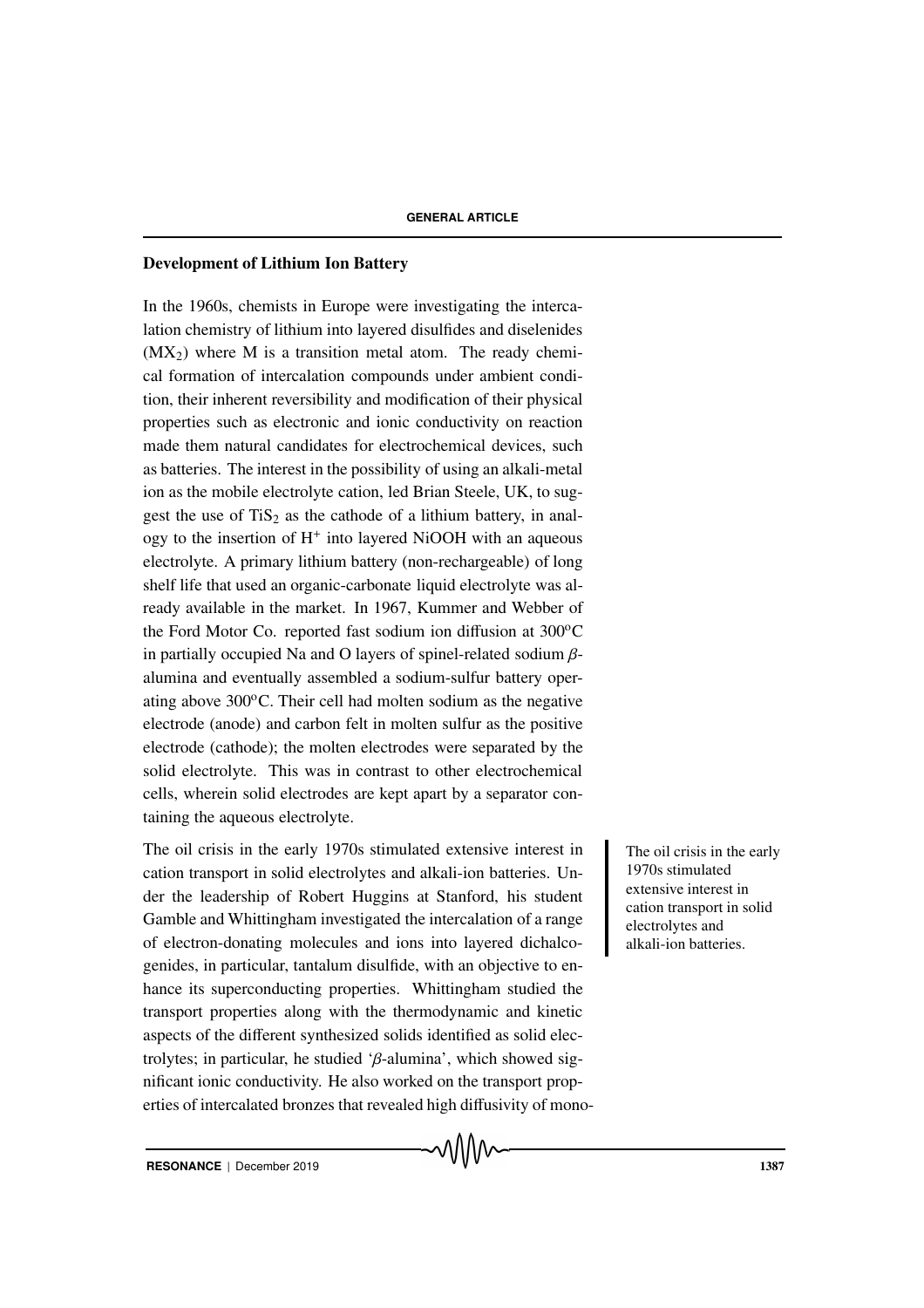### Development of Lithium Ion Battery

In the 1960s, chemists in Europe were investigating the intercalation chemistry of lithium into layered disulfides and diselenides ($MX_2$) where M is a transition metal atom. The ready chemical formation of intercalation compounds under ambient condition, their inherent reversibility and modification of their physical properties such as electronic and ionic conductivity on reaction made them natural candidates for electrochemical devices, such as batteries. The interest in the possibility of using an alkali-metal ion as the mobile electrolyte cation, led Brian Steele, UK, to suggest the use of $TiS_2$ as the cathode of a lithium battery, in analogy to the insertion of $H^+$ into layered NiOOH with an aqueous electrolyte. A primary lithium battery (non-rechargeable) of long shelf life that used an organic-carbonate liquid electrolyte was already available in the market. In 1967, Kummer and Webber of the Ford Motor Co. reported fast sodium ion diffusion at 300°C in partially occupied Na and O layers of spinel-related sodium $\beta$-alumina and eventually assembled a sodium-sulfur battery operating above 300°C. Their cell had molten sodium as the negative electrode (anode) and carbon felt in molten sulfur as the positive electrode (cathode); the molten electrodes were separated by the solid electrolyte. This was in contrast to other electrochemical cells, wherein solid electrodes are kept apart by a separator containing the aqueous electrolyte.

The oil crisis in the early 1970s stimulated extensive interest in cation transport in solid electrolytes and alkali-ion batteries. Under the leadership of Robert Huggins at Stanford, his student Gamble and Whittingham investigated the intercalation of a range of electron-donating molecules and ions into layered dichalcogenides, in particular, tantalum disulfide, with an objective to enhance its superconducting properties. Whittingham studied the transport properties along with the thermodynamic and kinetic aspects of the different synthesized solids identified as solid electrolytes; in particular, he studied '$\beta$-alumina', which showed significant ionic conductivity. He also worked on the transport properties of intercalated bronzes that revealed high diffusivity of mono-

> The oil crisis in the early 1970s stimulated extensive interest in cation transport in solid electrolytes and alkali-ion batteries.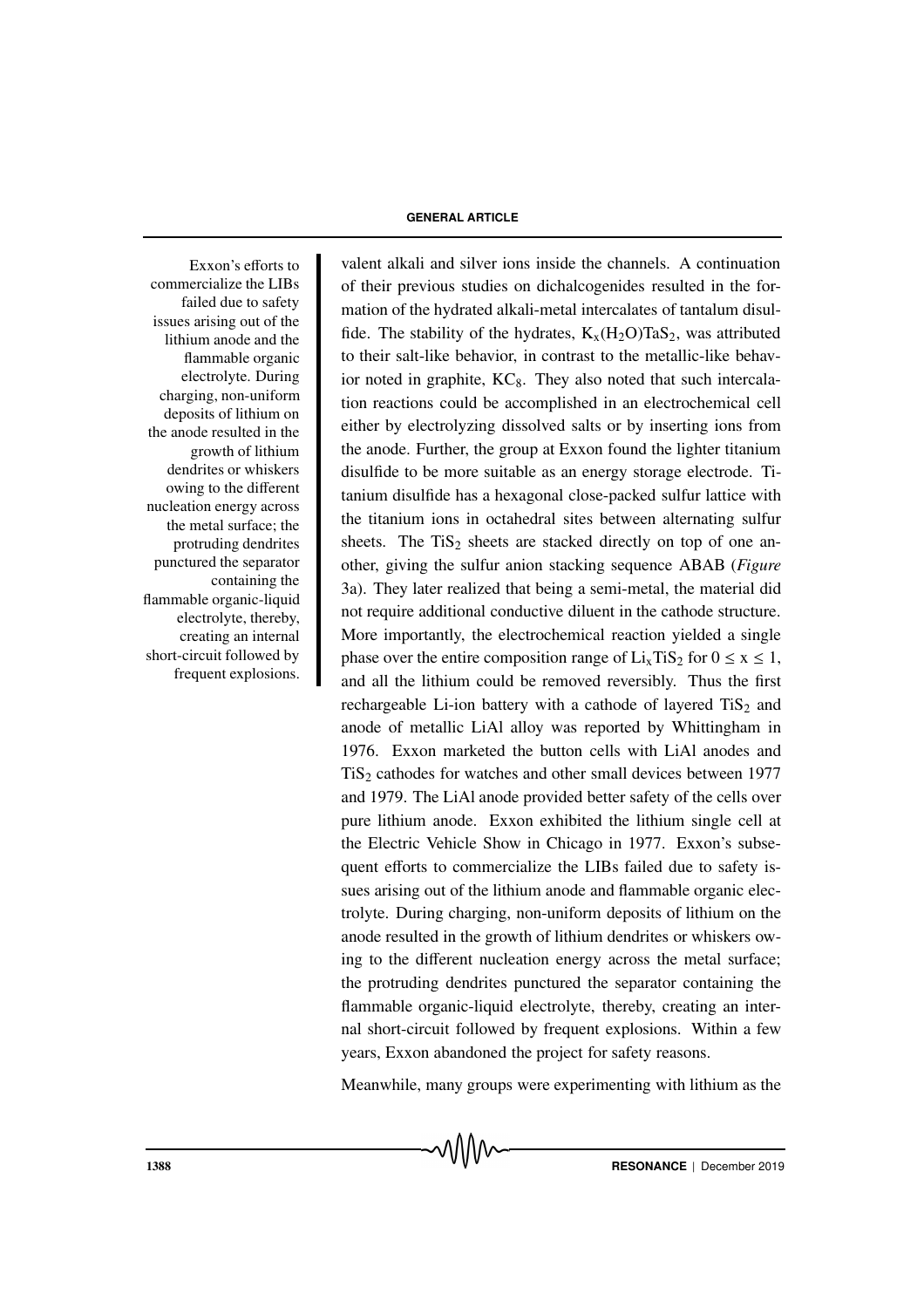Exxon's efforts to commercialize the LIBs failed due to safety issues arising out of the lithium anode and the flammable organic electrolyte. During charging, non-uniform deposits of lithium on the anode resulted in the growth of lithium dendrites or whiskers owing to the different nucleation energy across the metal surface; the protruding dendrites punctured the separator containing the flammable organic-liquid electrolyte, thereby, creating an internal short-circuit followed by frequent explosions.

valent alkali and silver ions inside the channels. A continuation of their previous studies on dichalcogenides resulted in the formation of the hydrated alkali-metal intercalates of tantalum disulfide. The stability of the hydrates, $K_x(H_2O)TaS_2$, was attributed to their salt-like behavior, in contrast to the metallic-like behavior noted in graphite, $KC_8$. They also noted that such intercalation reactions could be accomplished in an electrochemical cell either by electrolyzing dissolved salts or by inserting ions from the anode. Further, the group at Exxon found the lighter titanium disulfide to be more suitable as an energy storage electrode. Titanium disulfide has a hexagonal close-packed sulfur lattice with the titanium ions in octahedral sites between alternating sulfur sheets. The $TiS_2$ sheets are stacked directly on top of one another, giving the sulfur anion stacking sequence ABAB (*Figure* 3a). They later realized that being a semi-metal, the material did not require additional conductive diluent in the cathode structure. More importantly, the electrochemical reaction yielded a single phase over the entire composition range of $Li_xTiS_2$ for $0 \leq x \leq 1$, and all the lithium could be removed reversibly. Thus the first rechargeable Li-ion battery with a cathode of layered $TiS_2$ and anode of metallic LiAl alloy was reported by Whittingham in 1976. Exxon marketed the button cells with LiAl anodes and $TiS_2$ cathodes for watches and other small devices between 1977 and 1979. The LiAl anode provided better safety of the cells over pure lithium anode. Exxon exhibited the lithium single cell at the Electric Vehicle Show in Chicago in 1977. Exxon's subsequent efforts to commercialize the LIBs failed due to safety issues arising out of the lithium anode and flammable organic electrolyte. During charging, non-uniform deposits of lithium on the anode resulted in the growth of lithium dendrites or whiskers owing to the different nucleation energy across the metal surface; the protruding dendrites punctured the separator containing the flammable organic-liquid electrolyte, thereby, creating an internal short-circuit followed by frequent explosions. Within a few years, Exxon abandoned the project for safety reasons.

Meanwhile, many groups were experimenting with lithium as the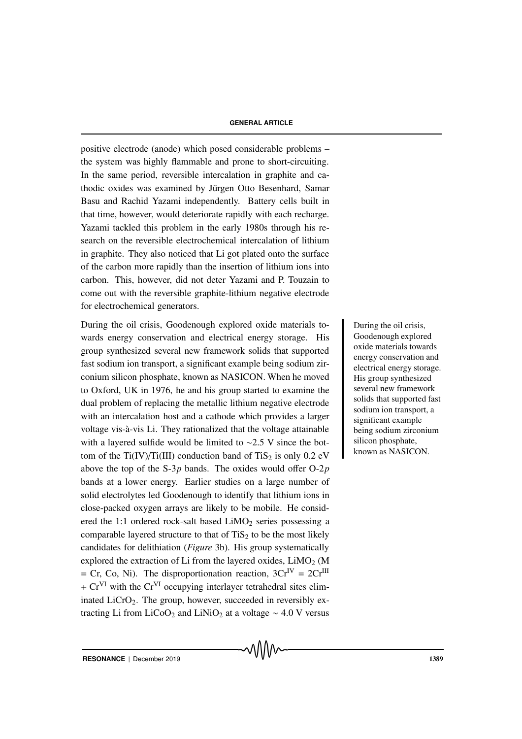positive electrode (anode) which posed considerable problems – the system was highly flammable and prone to short-circuiting. In the same period, reversible intercalation in graphite and cathodic oxides was examined by Jürgen Otto Besenhard, Samar Basu and Rachid Yazami independently. Battery cells built in that time, however, would deteriorate rapidly with each recharge. Yazami tackled this problem in the early 1980s through his research on the reversible electrochemical intercalation of lithium in graphite. They also noticed that Li got plated onto the surface of the carbon more rapidly than the insertion of lithium ions into carbon. This, however, did not deter Yazami and P. Touzain to come out with the reversible graphite-lithium negative electrode for electrochemical generators.

During the oil crisis, Goodenough explored oxide materials towards energy conservation and electrical energy storage. His group synthesized several new framework solids that supported fast sodium ion transport, a significant example being sodium zirconium silicon phosphate, known as NASICON. When he moved to Oxford, UK in 1976, he and his group started to examine the dual problem of replacing the metallic lithium negative electrode with an intercalation host and a cathode which provides a larger voltage vis-à-vis Li. They rationalized that the voltage attainable with a layered sulfide would be limited to ~2.5 V since the bottom of the Ti(IV)/Ti(III) conduction band of $TiS_2$ is only 0.2 eV above the top of the S-3$p$ bands. The oxides would offer O-2$p$ bands at a lower energy. Earlier studies on a large number of solid electrolytes led Goodenough to identify that lithium ions in close-packed oxygen arrays are likely to be mobile. He considered the 1:1 ordered rock-salt based $LiMO_2$ series possessing a comparable layered structure to that of $TiS_2$ to be the most likely candidates for delithiation (*Figure* 3b). His group systematically explored the extraction of Li from the layered oxides, $LiMO_2$ (M = Cr, Co, Ni). The disproportionation reaction, $3Cr^{IV} = 2Cr^{III} + Cr^{VI}$ with the $Cr^{VI}$ occupying interlayer tetrahedral sites eliminated $LiCrO_2$. The group, however, succeeded in reversibly extracting Li from $LiCoO_2$ and $LiNiO_2$ at a voltage ~ 4.0 V versus

During the oil crisis, Goodenough explored oxide materials towards energy conservation and electrical energy storage. His group synthesized several new framework solids that supported fast sodium ion transport, a significant example being sodium zirconium silicon phosphate, known as NASICON.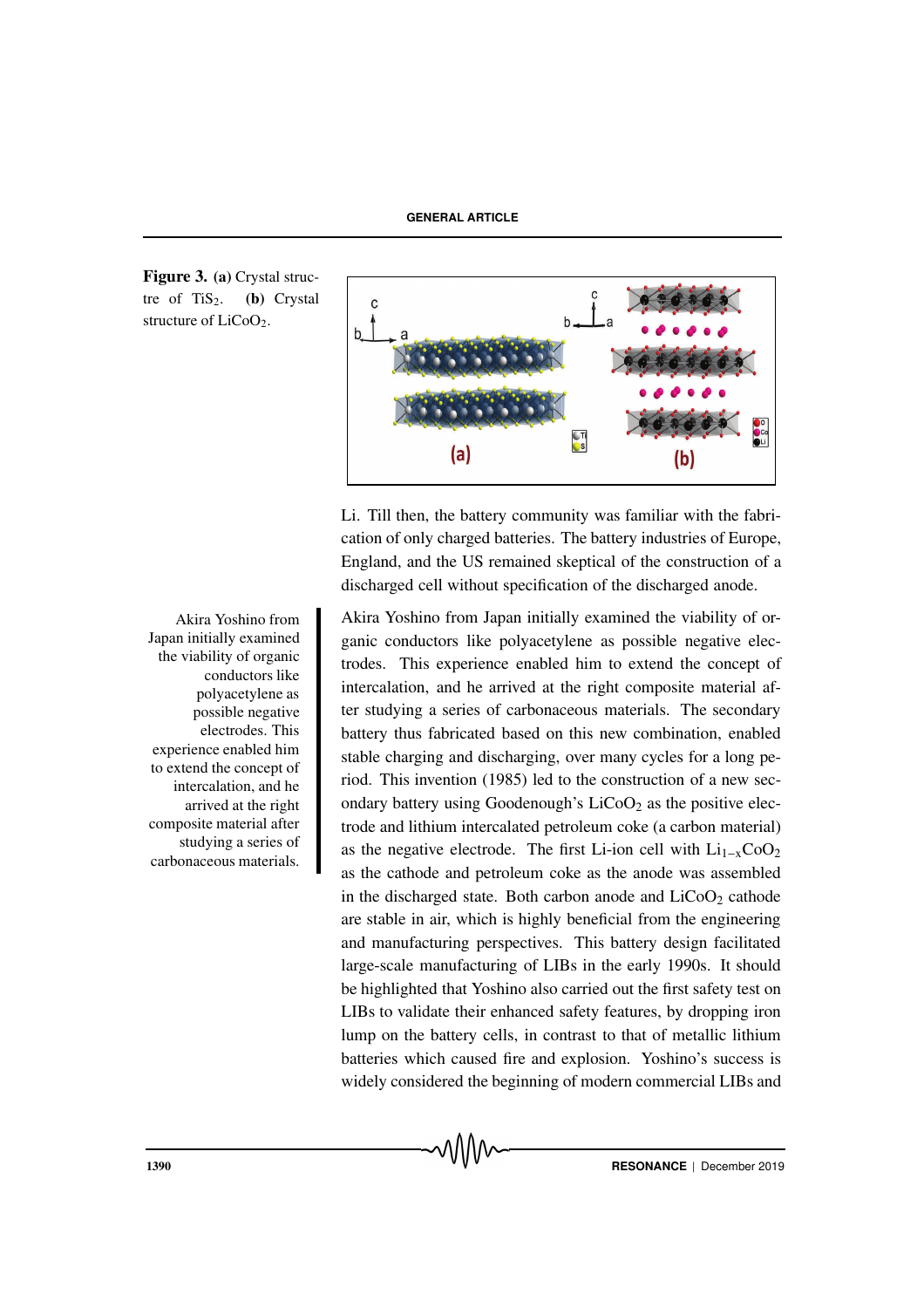**Figure 3.** **(a)** Crystal structre of $TiS_2$. **(b)** Crystal structure of $LiCoO_2$.

Li. Till then, the battery community was familiar with the fabrication of only charged batteries. The battery industries of Europe, England, and the US remained skeptical of the construction of a discharged cell without specification of the discharged anode.

Akira Yoshino from Japan initially examined the viability of organic conductors like polyacetylene as possible negative electrodes. This experience enabled him to extend the concept of intercalation, and he arrived at the right composite material after studying a series of carbonaceous materials.

Akira Yoshino from Japan initially examined the viability of organic conductors like polyacetylene as possible negative electrodes. This experience enabled him to extend the concept of intercalation, and he arrived at the right composite material after studying a series of carbonaceous materials. The secondary battery thus fabricated based on this new combination, enabled stable charging and discharging, over many cycles for a long period. This invention (1985) led to the construction of a new secondary battery using Goodenough's $LiCoO_2$ as the positive electrode and lithium intercalated petroleum coke (a carbon material) as the negative electrode. The first Li-ion cell with $Li_{1-x}CoO_2$ as the cathode and petroleum coke as the anode was assembled in the discharged state. Both carbon anode and $LiCoO_2$ cathode are stable in air, which is highly beneficial from the engineering and manufacturing perspectives. This battery design facilitated large-scale manufacturing of LIBs in the early 1990s. It should be highlighted that Yoshino also carried out the first safety test on LIBs to validate their enhanced safety features, by dropping iron lump on the battery cells, in contrast to that of metallic lithium batteries which caused fire and explosion. Yoshino's success is widely considered the beginning of modern commercial LIBs and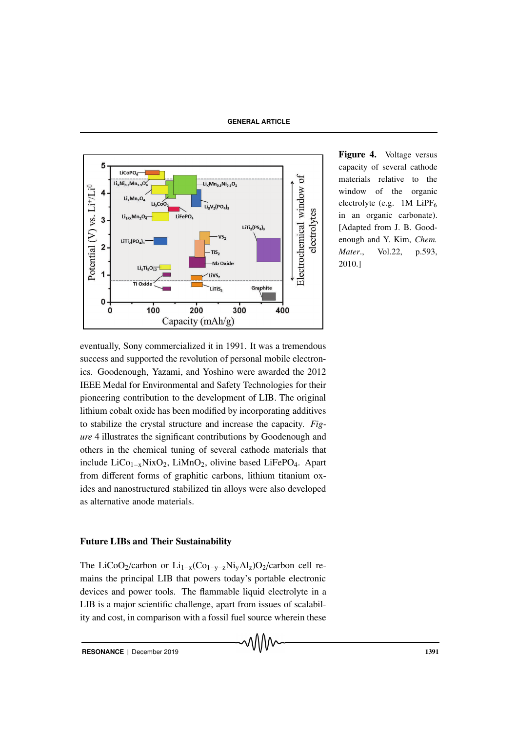Figure 4. Voltage versus capacity of several cathode materials relative to the window of the organic electrolyte (e.g. 1M $LiPF_6$ in an organic carbonate). [Adapted from J. B. Goodenough and Y. Kim, *Chem. Mater.*, Vol.22, p.593, 2010.]

eventually, Sony commercialized it in 1991. It was a tremendous success and supported the revolution of personal mobile electronics. Goodenough, Yazami, and Yoshino were awarded the 2012 IEEE Medal for Environmental and Safety Technologies for their pioneering contribution to the development of LIB. The original lithium cobalt oxide has been modified by incorporating additives to stabilize the crystal structure and increase the capacity. *Figure* 4 illustrates the significant contributions by Goodenough and others in the chemical tuning of several cathode materials that include $LiCo_{1-x}NixO_2$, $LiMnO_2$, olivine based $LiFePO_4$. Apart from different forms of graphitic carbons, lithium titanium oxides and nanostructured stabilized tin alloys were also developed as alternative anode materials.

## Future LIBs and Their Sustainability

The $LiCoO_2$/carbon or $Li_{1-x}(Co_{1-y-z}Ni_yAl_z)O_2$/carbon cell remains the principal LIB that powers today's portable electronic devices and power tools. The flammable liquid electrolyte in a LIB is a major scientific challenge, apart from issues of scalability and cost, in comparison with a fossil fuel source wherein these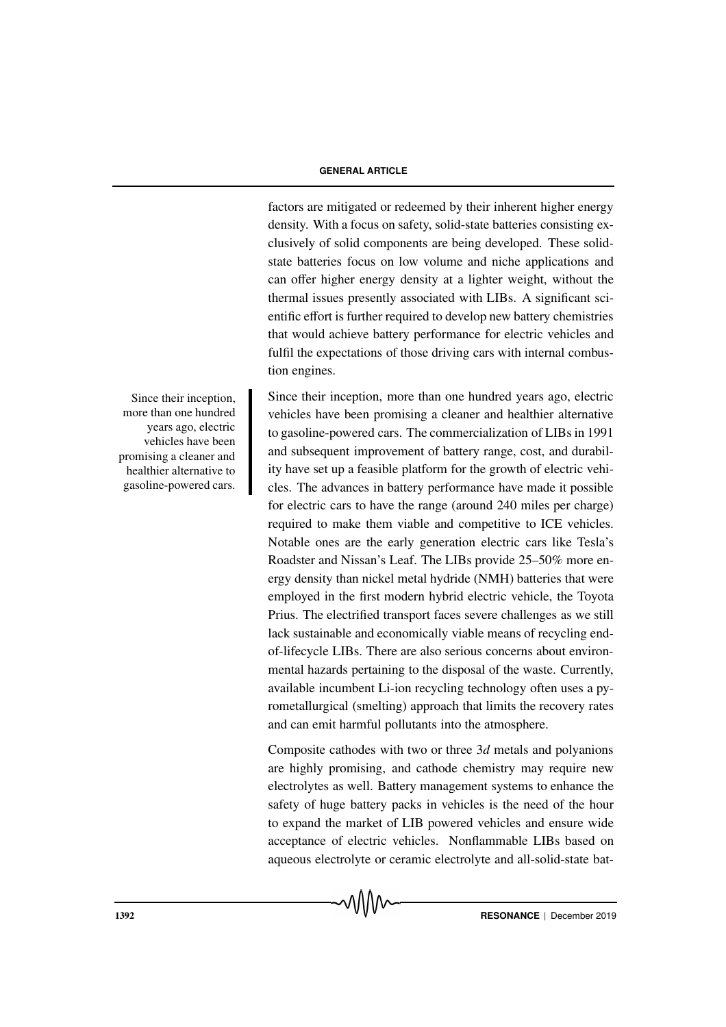factors are mitigated or redeemed by their inherent higher energy density. With a focus on safety, solid-state batteries consisting exclusively of solid components are being developed. These solid-state batteries focus on low volume and niche applications and can offer higher energy density at a lighter weight, without the thermal issues presently associated with LIBs. A significant scientific effort is further required to develop new battery chemistries that would achieve battery performance for electric vehicles and fulfil the expectations of those driving cars with internal combustion engines.

> Since their inception, more than one hundred years ago, electric vehicles have been promising a cleaner and healthier alternative to gasoline-powered cars.

Since their inception, more than one hundred years ago, electric vehicles have been promising a cleaner and healthier alternative to gasoline-powered cars. The commercialization of LIBs in 1991 and subsequent improvement of battery range, cost, and durability have set up a feasible platform for the growth of electric vehicles. The advances in battery performance have made it possible for electric cars to have the range (around 240 miles per charge) required to make them viable and competitive to ICE vehicles. Notable ones are the early generation electric cars like Tesla's Roadster and Nissan's Leaf. The LIBs provide 25–50% more energy density than nickel metal hydride (NMH) batteries that were employed in the first modern hybrid electric vehicle, the Toyota Prius. The electrified transport faces severe challenges as we still lack sustainable and economically viable means of recycling end-of-lifecycle LIBs. There are also serious concerns about environmental hazards pertaining to the disposal of the waste. Currently, available incumbent Li-ion recycling technology often uses a pyrometallurgical (smelting) approach that limits the recovery rates and can emit harmful pollutants into the atmosphere.

Composite cathodes with two or three 3*d* metals and polyanions are highly promising, and cathode chemistry may require new electrolytes as well. Battery management systems to enhance the safety of huge battery packs in vehicles is the need of the hour to expand the market of LIB powered vehicles and ensure wide acceptance of electric vehicles. Nonflammable LIBs based on aqueous electrolyte or ceramic electrolyte and all-solid-state bat-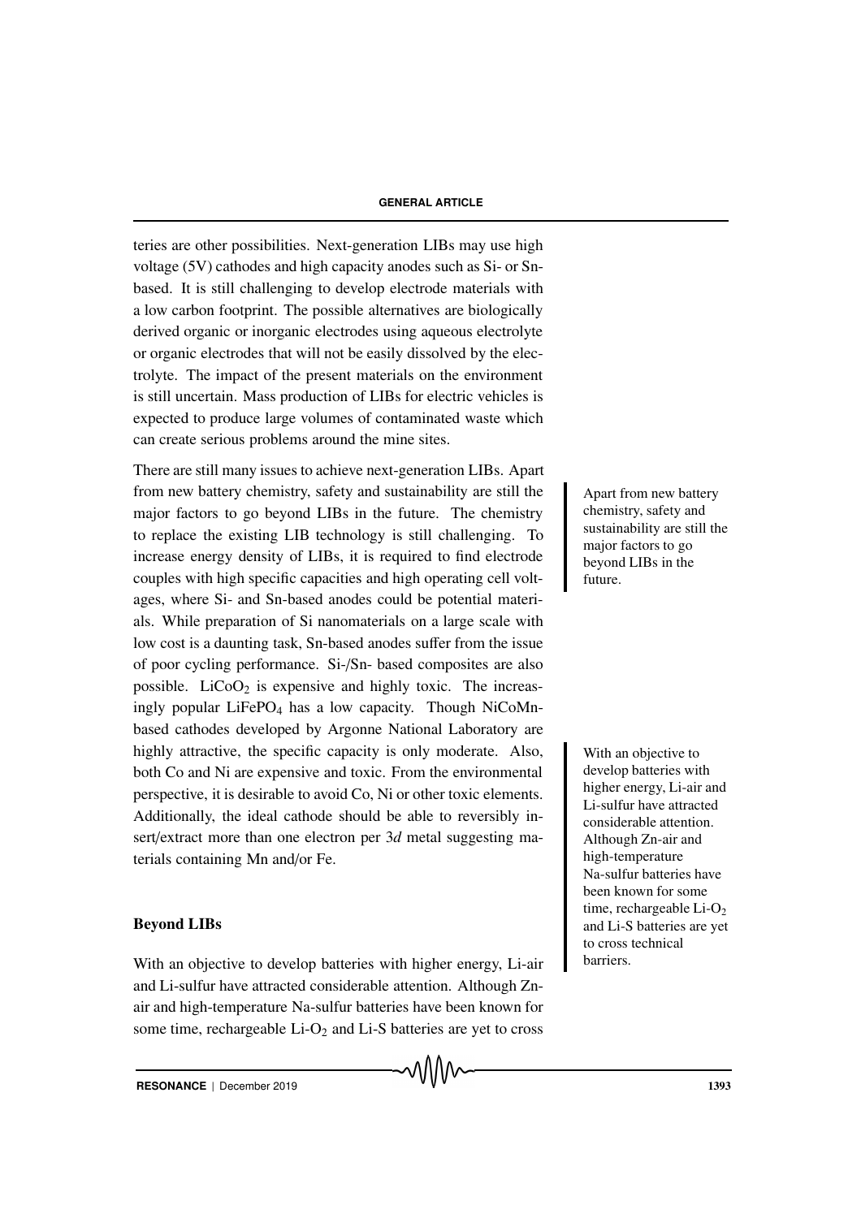teries are other possibilities. Next-generation LIBs may use high voltage (5V) cathodes and high capacity anodes such as Si- or Sn-based. It is still challenging to develop electrode materials with a low carbon footprint. The possible alternatives are biologically derived organic or inorganic electrodes using aqueous electrolyte or organic electrodes that will not be easily dissolved by the electrolyte. The impact of the present materials on the environment is still uncertain. Mass production of LIBs for electric vehicles is expected to produce large volumes of contaminated waste which can create serious problems around the mine sites.

There are still many issues to achieve next-generation LIBs. Apart from new battery chemistry, safety and sustainability are still the major factors to go beyond LIBs in the future. The chemistry to replace the existing LIB technology is still challenging. To increase energy density of LIBs, it is required to find electrode couples with high specific capacities and high operating cell voltages, where Si- and Sn-based anodes could be potential materials. While preparation of Si nanomaterials on a large scale with low cost is a daunting task, Sn-based anodes suffer from the issue of poor cycling performance. Si-/Sn- based composites are also possible. $LiCoO_2$ is expensive and highly toxic. The increasingly popular $LiFePO_4$ has a low capacity. Though NiCoMn-based cathodes developed by Argonne National Laboratory are highly attractive, the specific capacity is only moderate. Also, both Co and Ni are expensive and toxic. From the environmental perspective, it is desirable to avoid Co, Ni or other toxic elements. Additionally, the ideal cathode should be able to reversibly insert/extract more than one electron per 3*d* metal suggesting materials containing Mn and/or Fe.

Apart from new battery chemistry, safety and sustainability are still the major factors to go beyond LIBs in the future.

## Beyond LIBs

With an objective to develop batteries with higher energy, Li-air and Li-sulfur have attracted considerable attention. Although Zn-air and high-temperature Na-sulfur batteries have been known for some time, rechargeable Li-$O_2$ and Li-S batteries are yet to cross

With an objective to develop batteries with higher energy, Li-air and Li-sulfur have attracted considerable attention. Although Zn-air and high-temperature Na-sulfur batteries have been known for some time, rechargeable Li-$O_2$ and Li-S batteries are yet to cross technical barriers.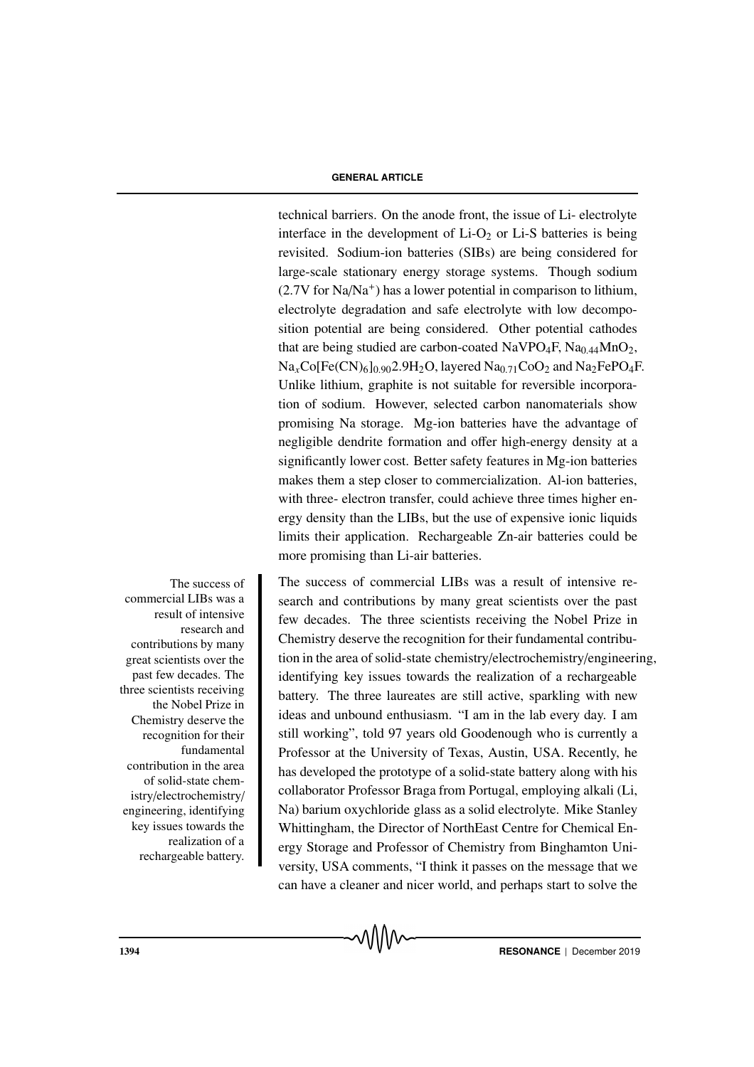technical barriers. On the anode front, the issue of Li- electrolyte interface in the development of Li-$O_2$ or Li-S batteries is being revisited. Sodium-ion batteries (SIBs) are being considered for large-scale stationary energy storage systems. Though sodium (2.7V for Na/$Na^+$) has a lower potential in comparison to lithium, electrolyte degradation and safe electrolyte with low decomposition potential are being considered. Other potential cathodes that are being studied are carbon-coated $NaVPO_4F$, $Na_{0.44}MnO_2$, $Na_xCo[Fe(CN)_6]_{0.90}2.9H_2O$, layered $Na_{0.71}CoO_2$ and $Na_2FePO_4F$. Unlike lithium, graphite is not suitable for reversible incorporation of sodium. However, selected carbon nanomaterials show promising Na storage. Mg-ion batteries have the advantage of negligible dendrite formation and offer high-energy density at a significantly lower cost. Better safety features in Mg-ion batteries makes them a step closer to commercialization. Al-ion batteries, with three- electron transfer, could achieve three times higher energy density than the LIBs, but the use of expensive ionic liquids limits their application. Rechargeable Zn-air batteries could be more promising than Li-air batteries.

> The success of commercial LIBs was a result of intensive research and contributions by many great scientists over the past few decades. The three scientists receiving the Nobel Prize in Chemistry deserve the recognition for their fundamental contribution in the area of solid-state chemistry/electrochemistry/ engineering, identifying key issues towards the realization of a rechargeable battery.

The success of commercial LIBs was a result of intensive research and contributions by many great scientists over the past few decades. The three scientists receiving the Nobel Prize in Chemistry deserve the recognition for their fundamental contribution in the area of solid-state chemistry/electrochemistry/engineering, identifying key issues towards the realization of a rechargeable battery. The three laureates are still active, sparkling with new ideas and unbound enthusiasm. "I am in the lab every day. I am still working", told 97 years old Goodenough who is currently a Professor at the University of Texas, Austin, USA. Recently, he has developed the prototype of a solid-state battery along with his collaborator Professor Braga from Portugal, employing alkali (Li, Na) barium oxychloride glass as a solid electrolyte. Mike Stanley Whittingham, the Director of NorthEast Centre for Chemical Energy Storage and Professor of Chemistry from Binghamton University, USA comments, "I think it passes on the message that we can have a cleaner and nicer world, and perhaps start to solve the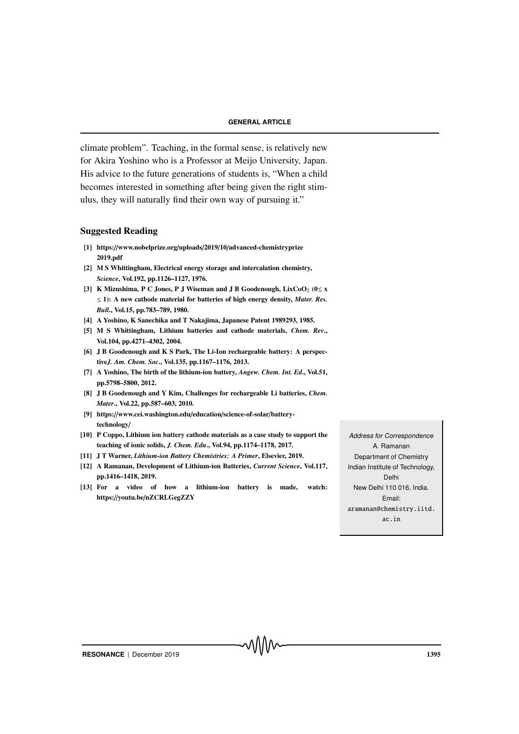climate problem". Teaching, in the formal sense, is relatively new for Akira Yoshino who is a Professor at Meijo University, Japan. His advice to the future generations of students is, "When a child becomes interested in something after being given the right stimulus, they will naturally find their own way of pursuing it."

## Suggested Reading

**[1] https://www.nobelprize.org/uploads/2019/10/advanced-chemistryprize 2019.pdf**

**[2] M S Whittingham, Electrical energy storage and intercalation chemistry, *Science*, Vol.192, pp.1126–1127, 1976.**

**[3] K Mizushima, P C Jones, P J Wiseman and J B Goodenough, $Li_xCoO_2$ ($0 \leq x \leq 1$): A new cathode material for batteries of high energy density, *Mater. Res. Bull*., Vol.15, pp.783–789, 1980.**

**[4] A Yoshino, K Sanechika and T Nakajima, Japanese Patent 1989293, 1985.**

**[5] M S Whittingham, Lithium batteries and cathode materials, *Chem. Rev*., Vol.104, pp.4271–4302, 2004.**

**[6] J B Goodenough and K S Park, The Li-Ion rechargeable battery: A perspective*J. Am. Chem. Soc*., Vol.135, pp.1167–1176, 2013.**

**[7] A Yoshino, The birth of the lithium-ion battery, *Angew. Chem. Int. Ed*., Vol.51, pp.5798–5800, 2012.**

**[8] J B Goodenough and Y Kim, Challenges for rechargeable Li batteries, *Chem. Mater*., Vol.22, pp.587–603, 2010.**

**[9] https://www.cei.washington.edu/education/science-of-solar/battery-technology/**

**[10] P Coppo, Lithium ion battery cathode materials as a case study to support the teaching of ionic solids, *J. Chem. Edu*., Vol.94, pp.1174–1178, 2017.**

**[11] J T Warner, *Lithium-ion Battery Chemistries: A Primer*, Elsevier, 2019.**

**[12] A Ramanan, Development of Lithium-ion Batteries, *Current Science*, Vol.117, pp.1416–1418, 2019.**

**[13] For a video of how a lithium-ion battery is made, watch: https://youtu.be/nZCRLGegZZY**

*Address for Correspondence*
A. Ramanan
Department of Chemistry
Indian Institute of Technology, Delhi
New Delhi 110 016, India.
Email:
aramanan@chemistry.iitd.ac.in